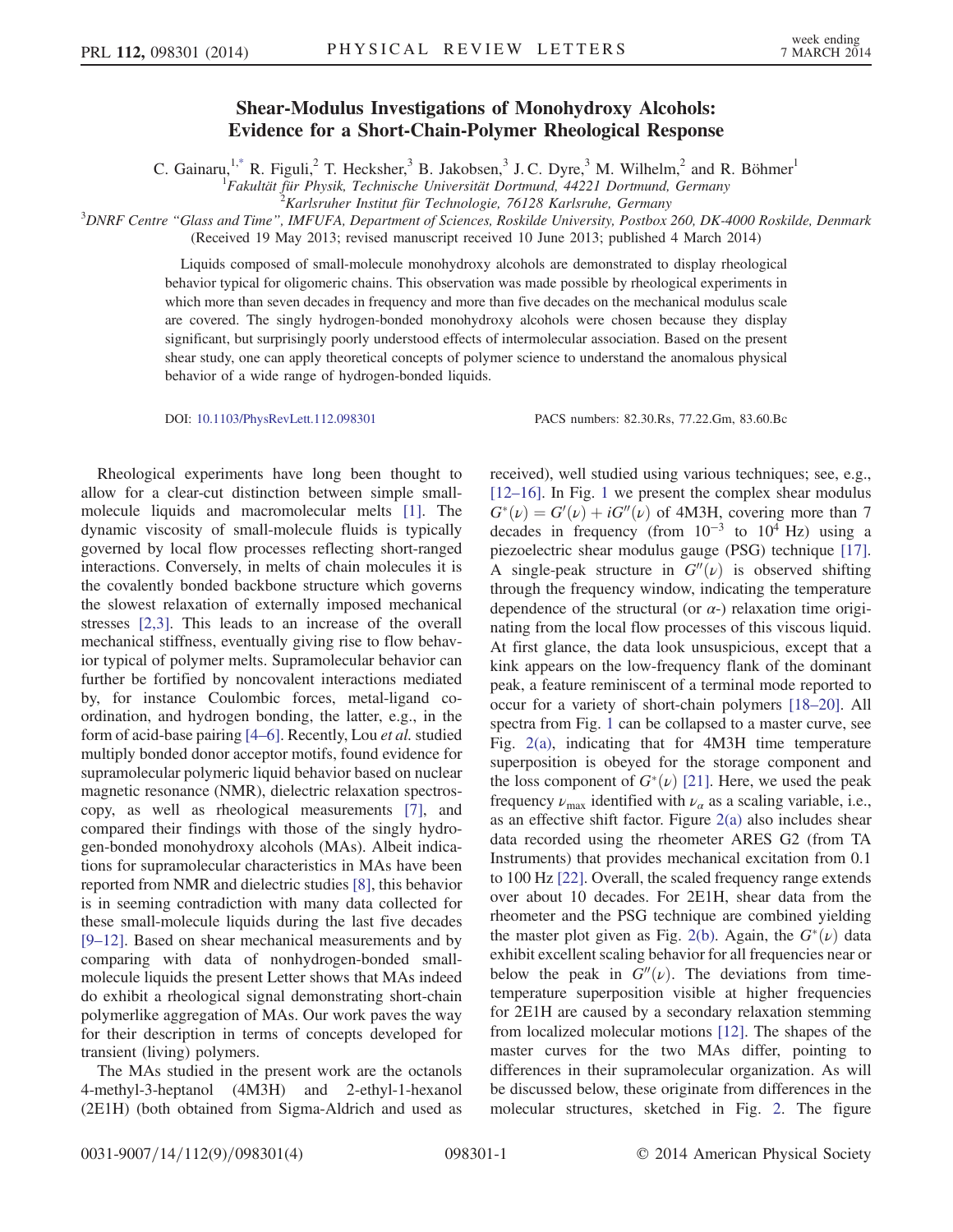# Shear-Modulus Investigations of Monohydroxy Alcohols: Evidence for a Short-Chain-Polymer Rheological Response

C. Gainaru,[1,*] R. Figuli,[2] T. Hecksher,[3] B. Jakobsen,[3] J. C. Dyre,[3] M. Wilhelm,[2] and R. Böhmer[1]

[1]Fakultät für Physik, Technische Universität Dortmund, 44221 Dortmund, Germany
[2]Karlsruher Institut für Technologie, 76128 Karlsruhe, Germany
[3]DNRF Centre "Glass and Time", IMFUFA, Department of Sciences, Roskilde University, Postbox 260, DK-4000 Roskilde, Denmark

(Received 19 May 2013; revised manuscript received 10 June 2013; published 4 March 2014)

Liquids composed of small-molecule monohydroxy alcohols are demonstrated to display rheological behavior typical for oligomeric chains. This observation was made possible by rheological experiments in which more than seven decades in frequency and more than five decades on the mechanical modulus scale are covered. The singly hydrogen-bonded monohydroxy alcohols were chosen because they display significant, but surprisingly poorly understood effects of intermolecular association. Based on the present shear study, one can apply theoretical concepts of polymer science to understand the anomalous physical behavior of a wide range of hydrogen-bonded liquids.

DOI: 10.1103/PhysRevLett.112.098301 PACS numbers: 82.30.Rs, 77.22.Gm, 83.60.Bc

Rheological experiments have long been thought to allow for a clear-cut distinction between simple small-molecule liquids and macromolecular melts [1]. The dynamic viscosity of small-molecule fluids is typically governed by local flow processes reflecting short-ranged interactions. Conversely, in melts of chain molecules it is the covalently bonded backbone structure which governs the slowest relaxation of externally imposed mechanical stresses [2,3]. This leads to an increase of the overall mechanical stiffness, eventually giving rise to flow behavior typical of polymer melts. Supramolecular behavior can further be fortified by noncovalent interactions mediated by, for instance Coulombic forces, metal-ligand coordination, and hydrogen bonding, the latter, e.g., in the form of acid-base pairing [4–6]. Recently, Lou *et al.* studied multiply bonded donor acceptor motifs, found evidence for supramolecular polymeric liquid behavior based on nuclear magnetic resonance (NMR), dielectric relaxation spectroscopy, as well as rheological measurements [7], and compared their findings with those of the singly hydrogen-bonded monohydroxy alcohols (MAs). Albeit indications for supramolecular characteristics in MAs have been reported from NMR and dielectric studies [8], this behavior is in seeming contradiction with many data collected for these small-molecule liquids during the last five decades [9–12]. Based on shear mechanical measurements and by comparing with data of nonhydrogen-bonded small-molecule liquids the present Letter shows that MAs indeed do exhibit a rheological signal demonstrating short-chain polymerlike aggregation of MAs. Our work paves the way for their description in terms of concepts developed for transient (living) polymers.

The MAs studied in the present work are the octanols 4-methyl-3-heptanol (4M3H) and 2-ethyl-1-hexanol (2E1H) (both obtained from Sigma-Aldrich and used as received), well studied using various techniques; see, e.g., [12–16]. In Fig. 1 we present the complex shear modulus $G^*(\nu) = G'(\nu) + iG''(\nu)$ of 4M3H, covering more than 7 decades in frequency (from $10^{-3}$ to $10^4$ Hz) using a piezoelectric shear modulus gauge (PSG) technique [17]. A single-peak structure in $G''(\nu)$ is observed shifting through the frequency window, indicating the temperature dependence of the structural (or $\alpha$-) relaxation time originating from the local flow processes of this viscous liquid. At first glance, the data look unsuspicious, except that a kink appears on the low-frequency flank of the dominant peak, a feature reminiscent of a terminal mode reported to occur for a variety of short-chain polymers [18–20]. All spectra from Fig. 1 can be collapsed to a master curve, see Fig. 2(a), indicating that for 4M3H time temperature superposition is obeyed for the storage component and the loss component of $G^*(\nu)$ [21]. Here, we used the peak frequency $\nu_{max}$ identified with $\nu_\alpha$ as a scaling variable, i.e., as an effective shift factor. Figure 2(a) also includes shear data recorded using the rheometer ARES G2 (from TA Instruments) that provides mechanical excitation from 0.1 to 100 Hz [22]. Overall, the scaled frequency range extends over about 10 decades. For 2E1H, shear data from the rheometer and the PSG technique are combined yielding the master plot given as Fig. 2(b). Again, the $G^*(\nu)$ data exhibit excellent scaling behavior for all frequencies near or below the peak in $G''(\nu)$. The deviations from time-temperature superposition visible at higher frequencies for 2E1H are caused by a secondary relaxation stemming from localized molecular motions [12]. The shapes of the master curves for the two MAs differ, pointing to differences in their supramolecular organization. As will be discussed below, these originate from differences in the molecular structures, sketched in Fig. 2. The figure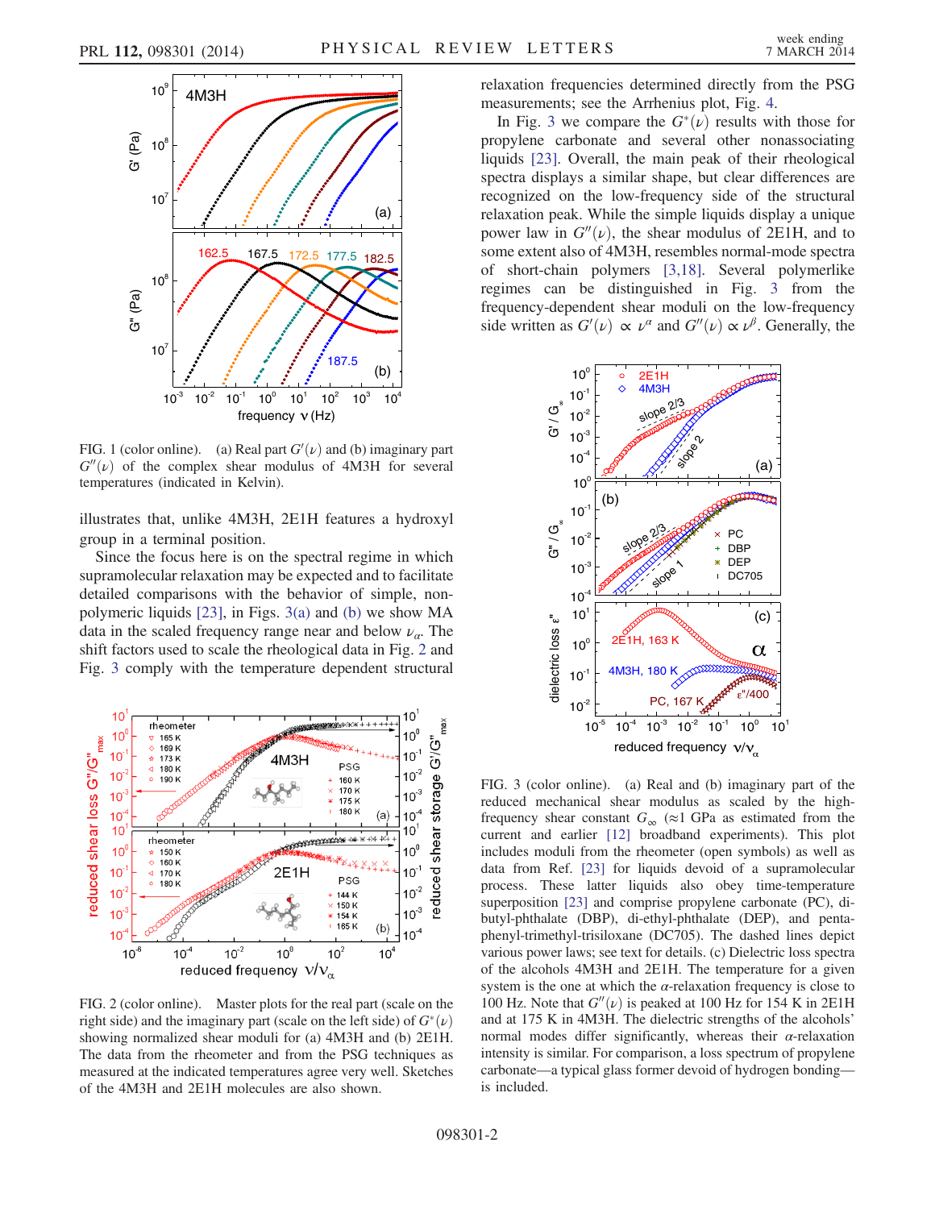FIG. 1 (color online). (a) Real part $G'(\nu)$ and (b) imaginary part $G''(\nu)$ of the complex shear modulus of 4M3H for several temperatures (indicated in Kelvin).

illustrates that, unlike 4M3H, 2E1H features a hydroxyl group in a terminal position.

Since the focus here is on the spectral regime in which supramolecular relaxation may be expected and to facilitate detailed comparisons with the behavior of simple, nonpolymeric liquids [23], in Figs. 3(a) and (b) we show MA data in the scaled frequency range near and below $\nu_\alpha$. The shift factors used to scale the rheological data in Fig. 2 and Fig. 3 comply with the temperature dependent structural relaxation frequencies determined directly from the PSG measurements; see the Arrhenius plot, Fig. 4.

In Fig. 3 we compare the $G^*(\nu)$ results with those for propylene carbonate and several other nonassociating liquids [23]. Overall, the main peak of their rheological spectra displays a similar shape, but clear differences are recognized on the low-frequency side of the structural relaxation peak. While the simple liquids display a unique power law in $G''(\nu)$, the shear modulus of 2E1H, and to some extent also of 4M3H, resembles normal-mode spectra of short-chain polymers [3,18]. Several polymerlike regimes can be distinguished in Fig. 3 from the frequency-dependent shear moduli on the low-frequency side written as $G'(\nu) \propto \nu^\alpha$ and $G''(\nu) \propto \nu^\beta$. Generally, the

FIG. 2 (color online). Master plots for the real part (scale on the right side) and the imaginary part (scale on the left side) of $G^*(\nu)$ showing normalized shear moduli for (a) 4M3H and (b) 2E1H. The data from the rheometer and from the PSG techniques as measured at the indicated temperatures agree very well. Sketches of the 4M3H and 2E1H molecules are also shown.

FIG. 3 (color online). (a) Real and (b) imaginary part of the reduced mechanical shear modulus as scaled by the high-frequency shear constant $G_\infty$ ($\approx$1 GPa as estimated from the current and earlier [12] broadband experiments). This plot includes moduli from the rheometer (open symbols) as well as data from Ref. [23] for liquids devoid of a supramolecular process. These latter liquids also obey time-temperature superposition [23] and comprise propylene carbonate (PC), dibutyl-phthalate (DBP), di-ethyl-phthalate (DEP), and pentaphenyl-trimethyl-trisiloxane (DC705). The dashed lines depict various power laws; see text for details. (c) Dielectric loss spectra of the alcohols 4M3H and 2E1H. The temperature for a given system is the one at which the $\alpha$-relaxation frequency is close to 100 Hz. Note that $G''(\nu)$ is peaked at 100 Hz for 154 K in 2E1H and at 175 K in 4M3H. The dielectric strengths of the alcohols' normal modes differ significantly, whereas their $\alpha$-relaxation intensity is similar. For comparison, a loss spectrum of propylene carbonate—a typical glass former devoid of hydrogen bonding—is included.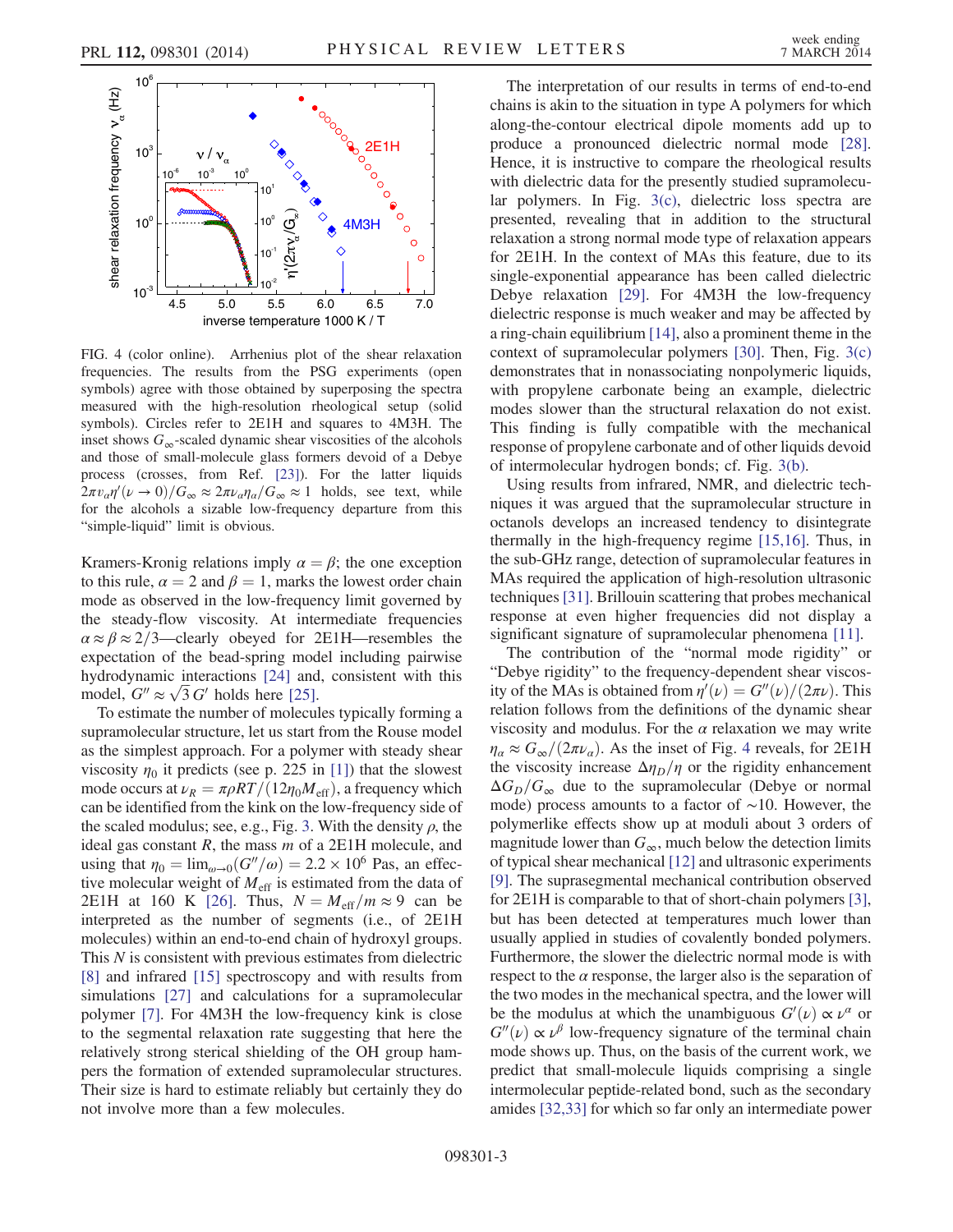FIG. 4 (color online). Arrhenius plot of the shear relaxation frequencies. The results from the PSG experiments (open symbols) agree with those obtained by superposing the spectra measured with the high-resolution rheological setup (solid symbols). Circles refer to 2E1H and squares to 4M3H. The inset shows $G_\infty$-scaled dynamic shear viscosities of the alcohols and those of small-molecule glass formers devoid of a Debye process (crosses, from Ref. [23]). For the latter liquids $2\pi\nu_\alpha\eta'(\nu \to 0)/G_\infty \approx 2\pi\nu_\alpha\eta_\alpha/G_\infty \approx 1$ holds, see text, while for the alcohols a sizable low-frequency departure from this "simple-liquid" limit is obvious.

Kramers-Kronig relations imply $\alpha = \beta$; the one exception to this rule, $\alpha = 2$ and $\beta = 1$, marks the lowest order chain mode as observed in the low-frequency limit governed by the steady-flow viscosity. At intermediate frequencies $\alpha \approx \beta \approx 2/3$—clearly obeyed for 2E1H—resembles the expectation of the bead-spring model including pairwise hydrodynamic interactions [24] and, consistent with this model, $G'' \approx \sqrt{3}\,G'$ holds here [25].

To estimate the number of molecules typically forming a supramolecular structure, let us start from the Rouse model as the simplest approach. For a polymer with steady shear viscosity $\eta_0$ it predicts (see p. 225 in [1]) that the slowest mode occurs at $\nu_R = \pi\rho RT/(12\eta_0 M_{\rm eff})$, a frequency which can be identified from the kink on the low-frequency side of the scaled modulus; see, e.g., Fig. 3. With the density $\rho$, the ideal gas constant $R$, the mass $m$ of a 2E1H molecule, and using that $\eta_0 = \lim_{\omega\to 0}(G''/\omega) = 2.2 \times 10^6$ Pas, an effective molecular weight of $M_{\rm eff}$ is estimated from the data of 2E1H at 160 K [26]. Thus, $N = M_{\rm eff}/m \approx 9$ can be interpreted as the number of segments (i.e., of 2E1H molecules) within an end-to-end chain of hydroxyl groups. This $N$ is consistent with previous estimates from dielectric [8] and infrared [15] spectroscopy and with results from simulations [27] and calculations for a supramolecular polymer [7]. For 4M3H the low-frequency kink is close to the segmental relaxation rate suggesting that here the relatively strong sterical shielding of the OH group hampers the formation of extended supramolecular structures. Their size is hard to estimate reliably but certainly they do not involve more than a few molecules.

The interpretation of our results in terms of end-to-end chains is akin to the situation in type A polymers for which along-the-contour electrical dipole moments add up to produce a pronounced dielectric normal mode [28]. Hence, it is instructive to compare the rheological results with dielectric data for the presently studied supramolecular polymers. In Fig. 3(c), dielectric loss spectra are presented, revealing that in addition to the structural relaxation a strong normal mode type of relaxation appears for 2E1H. In the context of MAs this feature, due to its single-exponential appearance has been called dielectric Debye relaxation [29]. For 4M3H the low-frequency dielectric response is much weaker and may be affected by a ring-chain equilibrium [14], also a prominent theme in the context of supramolecular polymers [30]. Then, Fig. 3(c) demonstrates that in nonassociating nonpolymeric liquids, with propylene carbonate being an example, dielectric modes slower than the structural relaxation do not exist. This finding is fully compatible with the mechanical response of propylene carbonate and of other liquids devoid of intermolecular hydrogen bonds; cf. Fig. 3(b).

Using results from infrared, NMR, and dielectric techniques it was argued that the supramolecular structure in octanols develops an increased tendency to disintegrate thermally in the high-frequency regime [15,16]. Thus, in the sub-GHz range, detection of supramolecular features in MAs required the application of high-resolution ultrasonic techniques [31]. Brillouin scattering that probes mechanical response at even higher frequencies did not display a significant signature of supramolecular phenomena [11].

The contribution of the "normal mode rigidity" or "Debye rigidity" to the frequency-dependent shear viscosity of the MAs is obtained from $\eta'(\nu) = G''(\nu)/(2\pi\nu)$. This relation follows from the definitions of the dynamic shear viscosity and modulus. For the $\alpha$ relaxation we may write $\eta_\alpha \approx G_\infty/(2\pi\nu_\alpha)$. As the inset of Fig. 4 reveals, for 2E1H the viscosity increase $\Delta\eta_D/\eta$ or the rigidity enhancement $\Delta G_D/G_\infty$ due to the supramolecular (Debye or normal mode) process amounts to a factor of $\sim$10. However, the polymerlike effects show up at moduli about 3 orders of magnitude lower than $G_\infty$, much below the detection limits of typical shear mechanical [12] and ultrasonic experiments [9]. The suprasegmental mechanical contribution observed for 2E1H is comparable to that of short-chain polymers [3], but has been detected at temperatures much lower than usually applied in studies of covalently bonded polymers. Furthermore, the slower the dielectric normal mode is with respect to the $\alpha$ response, the larger also is the separation of the two modes in the mechanical spectra, and the lower will be the modulus at which the unambiguous $G'(\nu) \propto \nu^\alpha$ or $G''(\nu) \propto \nu^\beta$ low-frequency signature of the terminal chain mode shows up. Thus, on the basis of the current work, we predict that small-molecule liquids comprising a single intermolecular peptide-related bond, such as the secondary amides [32,33] for which so far only an intermediate power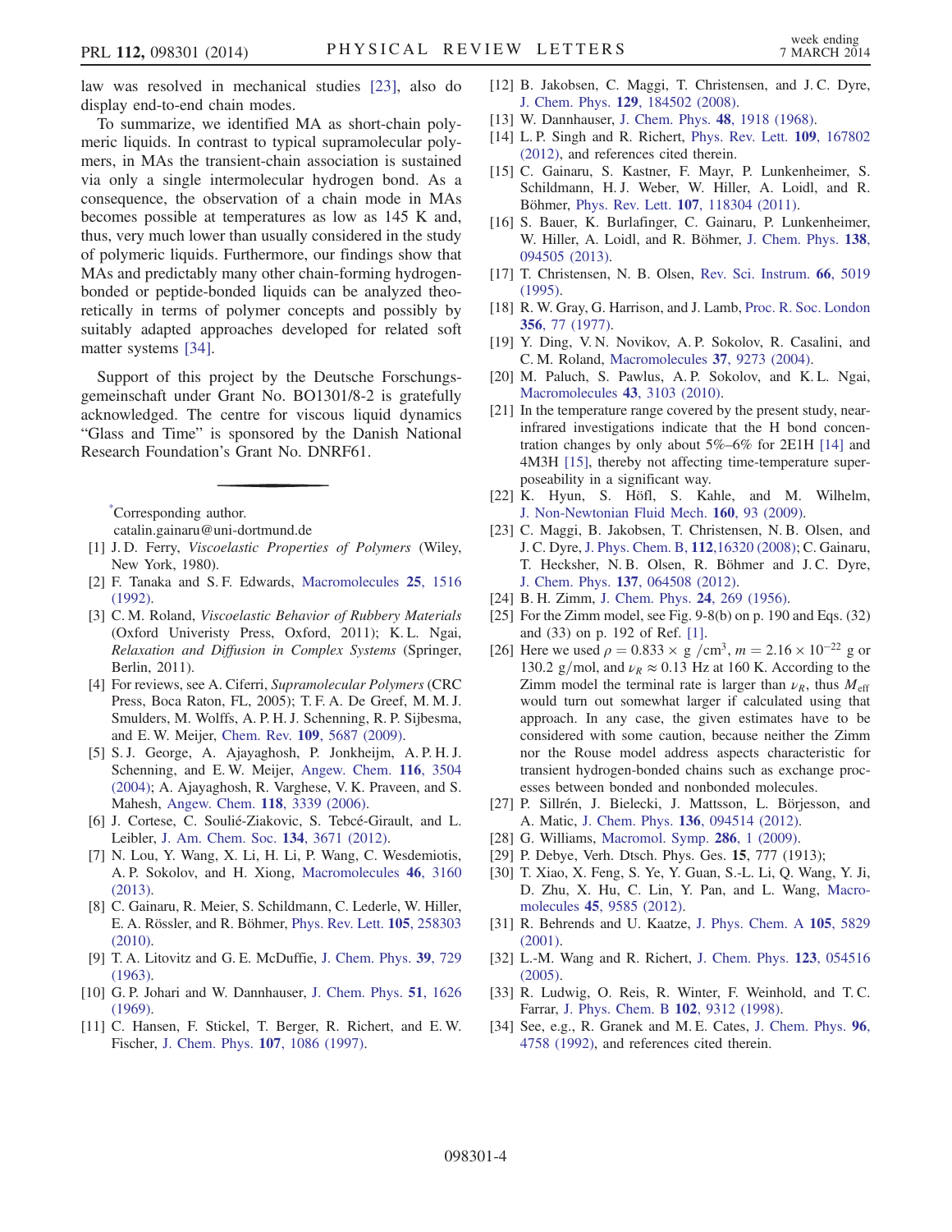law was resolved in mechanical studies [23], also do display end-to-end chain modes.

To summarize, we identified MA as short-chain polymeric liquids. In contrast to typical supramolecular polymers, in MAs the transient-chain association is sustained via only a single intermolecular hydrogen bond. As a consequence, the observation of a chain mode in MAs becomes possible at temperatures as low as 145 K and, thus, very much lower than usually considered in the study of polymeric liquids. Furthermore, our findings show that MAs and predictably many other chain-forming hydrogen-bonded or peptide-bonded liquids can be analyzed theoretically in terms of polymer concepts and possibly by suitably adapted approaches developed for related soft matter systems [34].

Support of this project by the Deutsche Forschungsgemeinschaft under Grant No. BO1301/8-2 is gratefully acknowledged. The centre for viscous liquid dynamics "Glass and Time" is sponsored by the Danish National Research Foundation's Grant No. DNRF61.

---

[*]Corresponding author.
catalin.gainaru@uni-dortmund.de

[1] J. D. Ferry, *Viscoelastic Properties of Polymers* (Wiley, New York, 1980).

[2] F. Tanaka and S. F. Edwards, Macromolecules **25**, 1516 (1992).

[3] C. M. Roland, *Viscoelastic Behavior of Rubbery Materials* (Oxford Univeristy Press, Oxford, 2011); K. L. Ngai, *Relaxation and Diffusion in Complex Systems* (Springer, Berlin, 2011).

[4] For reviews, see A. Ciferri, *Supramolecular Polymers* (CRC Press, Boca Raton, FL, 2005); T. F. A. De Greef, M. M. J. Smulders, M. Wolffs, A. P. H. J. Schenning, R. P. Sijbesma, and E. W. Meijer, Chem. Rev. **109**, 5687 (2009).

[5] S. J. George, A. Ajayaghosh, P. Jonkheijm, A. P. H. J. Schenning, and E. W. Meijer, Angew. Chem. **116**, 3504 (2004); A. Ajayaghosh, R. Varghese, V. K. Praveen, and S. Mahesh, Angew. Chem. **118**, 3339 (2006).

[6] J. Cortese, C. Soulié-Ziakovic, S. Tebcé-Girault, and L. Leibler, J. Am. Chem. Soc. **134**, 3671 (2012).

[7] N. Lou, Y. Wang, X. Li, H. Li, P. Wang, C. Wesdemiotis, A. P. Sokolov, and H. Xiong, Macromolecules **46**, 3160 (2013).

[8] C. Gainaru, R. Meier, S. Schildmann, C. Lederle, W. Hiller, E. A. Rössler, and R. Böhmer, Phys. Rev. Lett. **105**, 258303 (2010).

[9] T. A. Litovitz and G. E. McDuffie, J. Chem. Phys. **39**, 729 (1963).

[10] G. P. Johari and W. Dannhauser, J. Chem. Phys. **51**, 1626 (1969).

[11] C. Hansen, F. Stickel, T. Berger, R. Richert, and E. W. Fischer, J. Chem. Phys. **107**, 1086 (1997).

[12] B. Jakobsen, C. Maggi, T. Christensen, and J. C. Dyre, J. Chem. Phys. **129**, 184502 (2008).

[13] W. Dannhauser, J. Chem. Phys. **48**, 1918 (1968).

[14] L. P. Singh and R. Richert, Phys. Rev. Lett. **109**, 167802 (2012), and references cited therein.

[15] C. Gainaru, S. Kastner, F. Mayr, P. Lunkenheimer, S. Schildmann, H. J. Weber, W. Hiller, A. Loidl, and R. Böhmer, Phys. Rev. Lett. **107**, 118304 (2011).

[16] S. Bauer, K. Burlafinger, C. Gainaru, P. Lunkenheimer, W. Hiller, A. Loidl, and R. Böhmer, J. Chem. Phys. **138**, 094505 (2013).

[17] T. Christensen, N. B. Olsen, Rev. Sci. Instrum. **66**, 5019 (1995).

[18] R. W. Gray, G. Harrison, and J. Lamb, Proc. R. Soc. London **356**, 77 (1977).

[19] Y. Ding, V. N. Novikov, A. P. Sokolov, R. Casalini, and C. M. Roland, Macromolecules **37**, 9273 (2004).

[20] M. Paluch, S. Pawlus, A. P. Sokolov, and K. L. Ngai, Macromolecules **43**, 3103 (2010).

[21] In the temperature range covered by the present study, near-infrared investigations indicate that the H bond concentration changes by only about 5%–6% for 2E1H [14] and 4M3H [15], thereby not affecting time-temperature superposeability in a significant way.

[22] K. Hyun, S. Höfl, S. Kahle, and M. Wilhelm, J. Non-Newtonian Fluid Mech. **160**, 93 (2009).

[23] C. Maggi, B. Jakobsen, T. Christensen, N. B. Olsen, and J. C. Dyre, J. Phys. Chem. B, **112**,16320 (2008); C. Gainaru, T. Hecksher, N. B. Olsen, R. Böhmer and J. C. Dyre, J. Chem. Phys. **137**, 064508 (2012).

[24] B. H. Zimm, J. Chem. Phys. **24**, 269 (1956).

[25] For the Zimm model, see Fig. 9-8(b) on p. 190 and Eqs. (32) and (33) on p. 192 of Ref. [1].

[26] Here we used $\rho = 0.833 \times$ g /cm$^3$, $m = 2.16 \times 10^{-22}$ g or 130.2 g/mol, and $\nu_R \approx 0.13$ Hz at 160 K. According to the Zimm model the terminal rate is larger than $\nu_R$, thus $M_{\mathrm{eff}}$ would turn out somewhat larger if calculated using that approach. In any case, the given estimates have to be considered with some caution, because neither the Zimm nor the Rouse model address aspects characteristic for transient hydrogen-bonded chains such as exchange processes between bonded and nonbonded molecules.

[27] P. Sillrén, J. Bielecki, J. Mattsson, L. Börjesson, and A. Matic, J. Chem. Phys. **136**, 094514 (2012).

[28] G. Williams, Macromol. Symp. **286**, 1 (2009).

[29] P. Debye, Verh. Dtsch. Phys. Ges. **15**, 777 (1913);

[30] T. Xiao, X. Feng, S. Ye, Y. Guan, S.-L. Li, Q. Wang, Y. Ji, D. Zhu, X. Hu, C. Lin, Y. Pan, and L. Wang, Macromolecules **45**, 9585 (2012).

[31] R. Behrends and U. Kaatze, J. Phys. Chem. A **105**, 5829 (2001).

[32] L.-M. Wang and R. Richert, J. Chem. Phys. **123**, 054516 (2005).

[33] R. Ludwig, O. Reis, R. Winter, F. Weinhold, and T. C. Farrar, J. Phys. Chem. B **102**, 9312 (1998).

[34] See, e.g., R. Granek and M. E. Cates, J. Chem. Phys. **96**, 4758 (1992), and references cited therein.